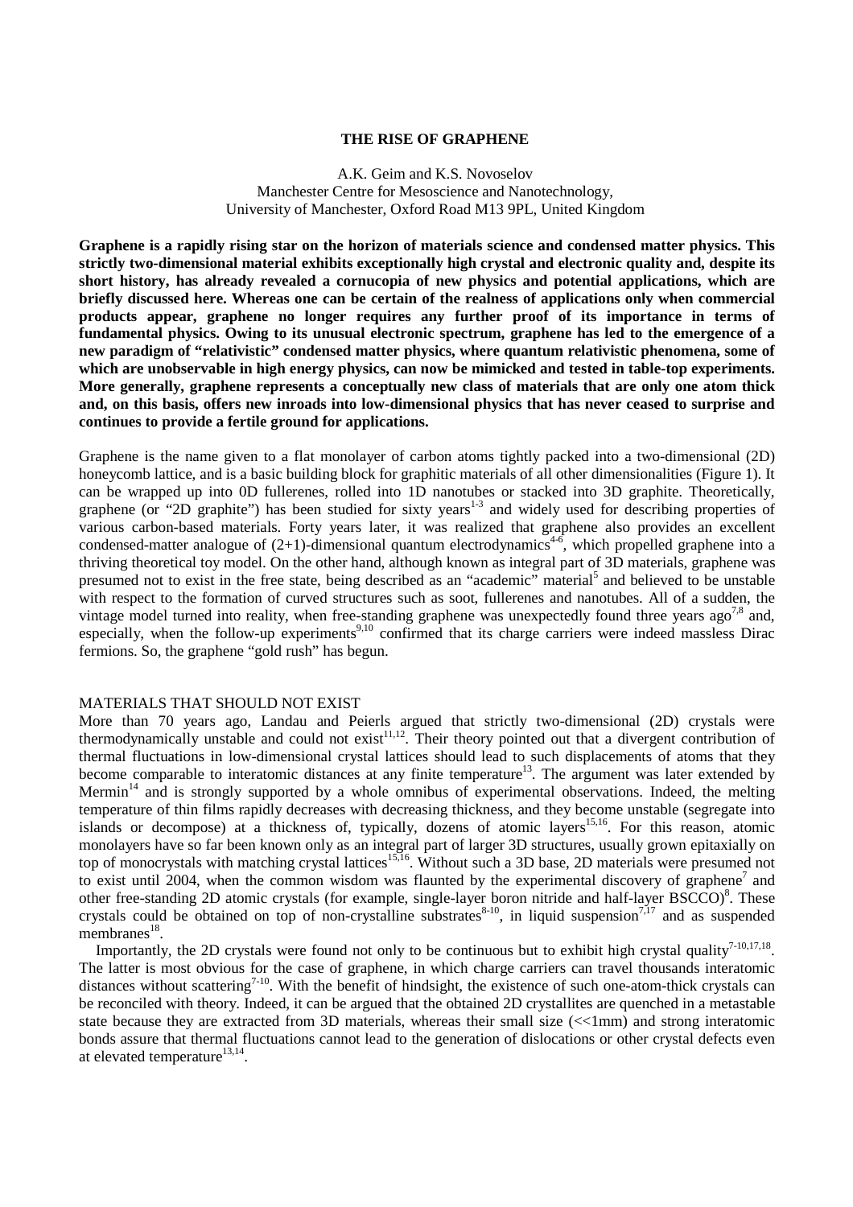# THE RISE OF GRAPHENE

A.K. Geim and K.S. Novoselov
Manchester Centre for Mesoscience and Nanotechnology,
University of Manchester, Oxford Road M13 9PL, United Kingdom

**Graphene is a rapidly rising star on the horizon of materials science and condensed matter physics. This strictly two-dimensional material exhibits exceptionally high crystal and electronic quality and, despite its short history, has already revealed a cornucopia of new physics and potential applications, which are briefly discussed here. Whereas one can be certain of the realness of applications only when commercial products appear, graphene no longer requires any further proof of its importance in terms of fundamental physics. Owing to its unusual electronic spectrum, graphene has led to the emergence of a new paradigm of "relativistic" condensed matter physics, where quantum relativistic phenomena, some of which are unobservable in high energy physics, can now be mimicked and tested in table-top experiments. More generally, graphene represents a conceptually new class of materials that are only one atom thick and, on this basis, offers new inroads into low-dimensional physics that has never ceased to surprise and continues to provide a fertile ground for applications.**

Graphene is the name given to a flat monolayer of carbon atoms tightly packed into a two-dimensional (2D) honeycomb lattice, and is a basic building block for graphitic materials of all other dimensionalities (Figure 1). It can be wrapped up into 0D fullerenes, rolled into 1D nanotubes or stacked into 3D graphite. Theoretically, graphene (or "2D graphite") has been studied for sixty years[1-3] and widely used for describing properties of various carbon-based materials. Forty years later, it was realized that graphene also provides an excellent condensed-matter analogue of (2+1)-dimensional quantum electrodynamics[4-6], which propelled graphene into a thriving theoretical toy model. On the other hand, although known as integral part of 3D materials, graphene was presumed not to exist in the free state, being described as an "academic" material[5] and believed to be unstable with respect to the formation of curved structures such as soot, fullerenes and nanotubes. All of a sudden, the vintage model turned into reality, when free-standing graphene was unexpectedly found three years ago[7,8] and, especially, when the follow-up experiments[9,10] confirmed that its charge carriers were indeed massless Dirac fermions. So, the graphene "gold rush" has begun.

## MATERIALS THAT SHOULD NOT EXIST

More than 70 years ago, Landau and Peierls argued that strictly two-dimensional (2D) crystals were thermodynamically unstable and could not exist[11,12]. Their theory pointed out that a divergent contribution of thermal fluctuations in low-dimensional crystal lattices should lead to such displacements of atoms that they become comparable to interatomic distances at any finite temperature[13]. The argument was later extended by Mermin[14] and is strongly supported by a whole omnibus of experimental observations. Indeed, the melting temperature of thin films rapidly decreases with decreasing thickness, and they become unstable (segregate into islands or decompose) at a thickness of, typically, dozens of atomic layers[15,16]. For this reason, atomic monolayers have so far been known only as an integral part of larger 3D structures, usually grown epitaxially on top of monocrystals with matching crystal lattices[15,16]. Without such a 3D base, 2D materials were presumed not to exist until 2004, when the common wisdom was flaunted by the experimental discovery of graphene[7] and other free-standing 2D atomic crystals (for example, single-layer boron nitride and half-layer BSCCO)[8]. These crystals could be obtained on top of non-crystalline substrates[8-10], in liquid suspension[7,17] and as suspended membranes[18].

Importantly, the 2D crystals were found not only to be continuous but to exhibit high crystal quality[7-10,17,18]. The latter is most obvious for the case of graphene, in which charge carriers can travel thousands interatomic distances without scattering[7-10]. With the benefit of hindsight, the existence of such one-atom-thick crystals can be reconciled with theory. Indeed, it can be argued that the obtained 2D crystallites are quenched in a metastable state because they are extracted from 3D materials, whereas their small size (<<1mm) and strong interatomic bonds assure that thermal fluctuations cannot lead to the generation of dislocations or other crystal defects even at elevated temperature[13,14].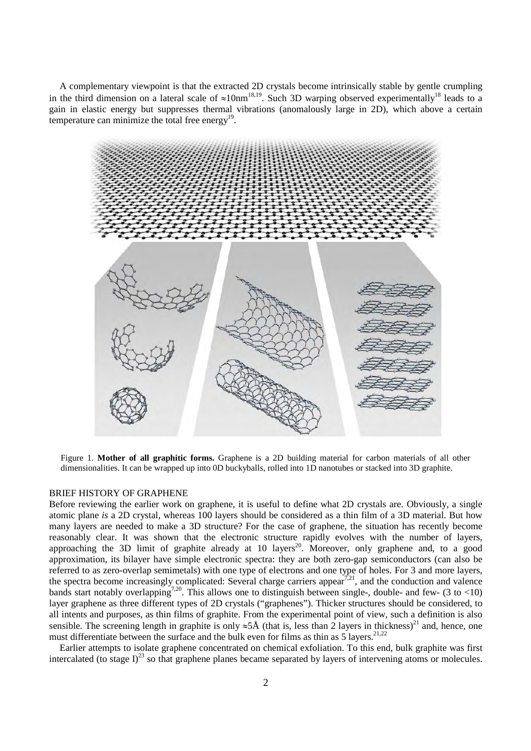A complementary viewpoint is that the extracted 2D crystals become intrinsically stable by gentle crumpling in the third dimension on a lateral scale of ≈10nm[18,19]. Such 3D warping observed experimentally[18] leads to a gain in elastic energy but suppresses thermal vibrations (anomalously large in 2D), which above a certain temperature can minimize the total free energy[19].

Figure 1. **Mother of all graphitic forms.** Graphene is a 2D building material for carbon materials of all other dimensionalities. It can be wrapped up into 0D buckyballs, rolled into 1D nanotubes or stacked into 3D graphite.

## BRIEF HISTORY OF GRAPHENE

Before reviewing the earlier work on graphene, it is useful to define what 2D crystals are. Obviously, a single atomic plane *is* a 2D crystal, whereas 100 layers should be considered as a thin film of a 3D material. But how many layers are needed to make a 3D structure? For the case of graphene, the situation has recently become reasonably clear. It was shown that the electronic structure rapidly evolves with the number of layers, approaching the 3D limit of graphite already at 10 layers[20]. Moreover, only graphene and, to a good approximation, its bilayer have simple electronic spectra: they are both zero-gap semiconductors (can also be referred to as zero-overlap semimetals) with one type of electrons and one type of holes. For 3 and more layers, the spectra become increasingly complicated: Several charge carriers appear[7,21], and the conduction and valence bands start notably overlapping[7,20]. This allows one to distinguish between single-, double- and few- (3 to <10) layer graphene as three different types of 2D crystals ("graphenes"). Thicker structures should be considered, to all intents and purposes, as thin films of graphite. From the experimental point of view, such a definition is also sensible. The screening length in graphite is only ≈5Å (that is, less than 2 layers in thickness)[21] and, hence, one must differentiate between the surface and the bulk even for films as thin as 5 layers.[21,22]

Earlier attempts to isolate graphene concentrated on chemical exfoliation. To this end, bulk graphite was first intercalated (to stage I)[23] so that graphene planes became separated by layers of intervening atoms or molecules.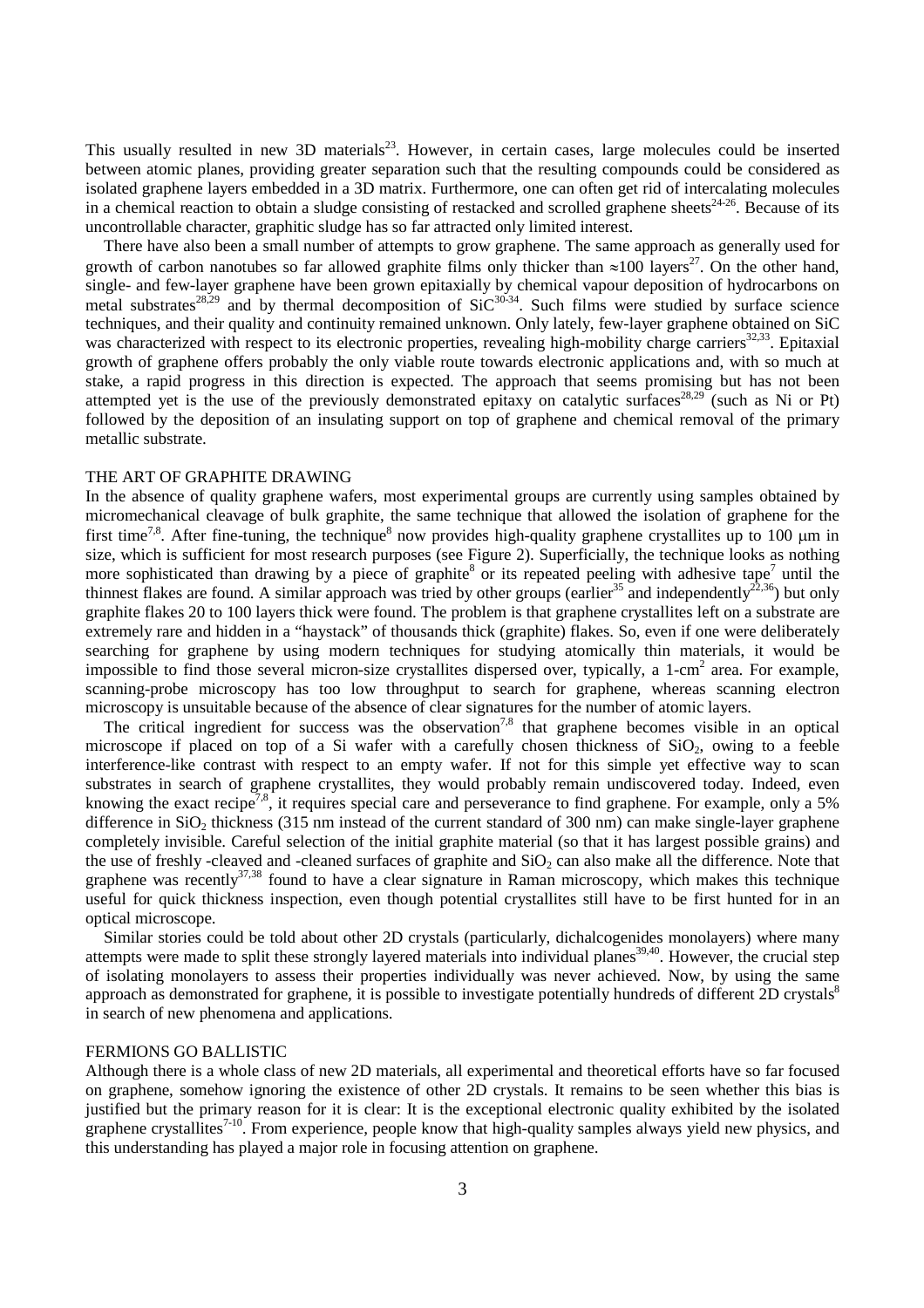This usually resulted in new 3D materials[23]. However, in certain cases, large molecules could be inserted between atomic planes, providing greater separation such that the resulting compounds could be considered as isolated graphene layers embedded in a 3D matrix. Furthermore, one can often get rid of intercalating molecules in a chemical reaction to obtain a sludge consisting of restacked and scrolled graphene sheets[24-26]. Because of its uncontrollable character, graphitic sludge has so far attracted only limited interest.

There have also been a small number of attempts to grow graphene. The same approach as generally used for growth of carbon nanotubes so far allowed graphite films only thicker than ≈100 layers[27]. On the other hand, single- and few-layer graphene have been grown epitaxially by chemical vapour deposition of hydrocarbons on metal substrates[28,29] and by thermal decomposition of SiC[30-34]. Such films were studied by surface science techniques, and their quality and continuity remained unknown. Only lately, few-layer graphene obtained on SiC was characterized with respect to its electronic properties, revealing high-mobility charge carriers[32,33]. Epitaxial growth of graphene offers probably the only viable route towards electronic applications and, with so much at stake, a rapid progress in this direction is expected. The approach that seems promising but has not been attempted yet is the use of the previously demonstrated epitaxy on catalytic surfaces[28,29] (such as Ni or Pt) followed by the deposition of an insulating support on top of graphene and chemical removal of the primary metallic substrate.

## THE ART OF GRAPHITE DRAWING

In the absence of quality graphene wafers, most experimental groups are currently using samples obtained by micromechanical cleavage of bulk graphite, the same technique that allowed the isolation of graphene for the first time[7,8]. After fine-tuning, the technique[8] now provides high-quality graphene crystallites up to 100 μm in size, which is sufficient for most research purposes (see Figure 2). Superficially, the technique looks as nothing more sophisticated than drawing by a piece of graphite[8] or its repeated peeling with adhesive tape[7] until the thinnest flakes are found. A similar approach was tried by other groups (earlier[35] and independently[22,36]) but only graphite flakes 20 to 100 layers thick were found. The problem is that graphene crystallites left on a substrate are extremely rare and hidden in a "haystack" of thousands thick (graphite) flakes. So, even if one were deliberately searching for graphene by using modern techniques for studying atomically thin materials, it would be impossible to find those several micron-size crystallites dispersed over, typically, a 1-cm$^2$ area. For example, scanning-probe microscopy has too low throughput to search for graphene, whereas scanning electron microscopy is unsuitable because of the absence of clear signatures for the number of atomic layers.

The critical ingredient for success was the observation[7,8] that graphene becomes visible in an optical microscope if placed on top of a Si wafer with a carefully chosen thickness of $SiO_2$, owing to a feeble interference-like contrast with respect to an empty wafer. If not for this simple yet effective way to scan substrates in search of graphene crystallites, they would probably remain undiscovered today. Indeed, even knowing the exact recipe[7,8], it requires special care and perseverance to find graphene. For example, only a 5% difference in $SiO_2$ thickness (315 nm instead of the current standard of 300 nm) can make single-layer graphene completely invisible. Careful selection of the initial graphite material (so that it has largest possible grains) and the use of freshly -cleaved and -cleaned surfaces of graphite and $SiO_2$ can also make all the difference. Note that graphene was recently[37,38] found to have a clear signature in Raman microscopy, which makes this technique useful for quick thickness inspection, even though potential crystallites still have to be first hunted for in an optical microscope.

Similar stories could be told about other 2D crystals (particularly, dichalcogenides monolayers) where many attempts were made to split these strongly layered materials into individual planes[39,40]. However, the crucial step of isolating monolayers to assess their properties individually was never achieved. Now, by using the same approach as demonstrated for graphene, it is possible to investigate potentially hundreds of different 2D crystals[8] in search of new phenomena and applications.

## FERMIONS GO BALLISTIC

Although there is a whole class of new 2D materials, all experimental and theoretical efforts have so far focused on graphene, somehow ignoring the existence of other 2D crystals. It remains to be seen whether this bias is justified but the primary reason for it is clear: It is the exceptional electronic quality exhibited by the isolated graphene crystallites[7-10]. From experience, people know that high-quality samples always yield new physics, and this understanding has played a major role in focusing attention on graphene.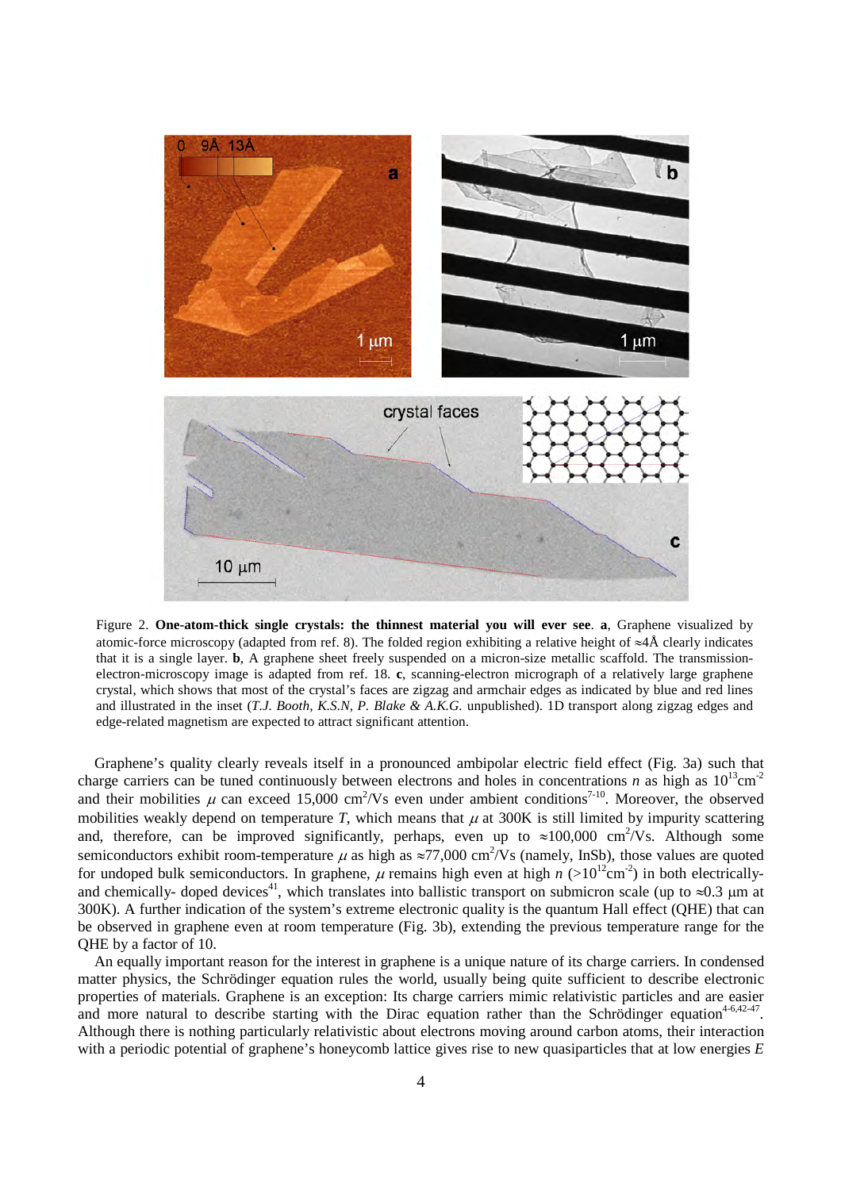Figure 2. **One-atom-thick single crystals: the thinnest material you will ever see**. **a**, Graphene visualized by atomic-force microscopy (adapted from ref. 8). The folded region exhibiting a relative height of ≈4Å clearly indicates that it is a single layer. **b**, A graphene sheet freely suspended on a micron-size metallic scaffold. The transmission-electron-microscopy image is adapted from ref. 18. **c**, scanning-electron micrograph of a relatively large graphene crystal, which shows that most of the crystal's faces are zigzag and armchair edges as indicated by blue and red lines and illustrated in the inset (*T.J. Booth, K.S.N, P. Blake & A.K.G.* unpublished). 1D transport along zigzag edges and edge-related magnetism are expected to attract significant attention.

Graphene's quality clearly reveals itself in a pronounced ambipolar electric field effect (Fig. 3a) such that charge carriers can be tuned continuously between electrons and holes in concentrations $n$ as high as $10^{13}$cm$^{-2}$ and their mobilities $\mu$ can exceed 15,000 cm$^2$/Vs even under ambient conditions[7-10]. Moreover, the observed mobilities weakly depend on temperature $T$, which means that $\mu$ at 300K is still limited by impurity scattering and, therefore, can be improved significantly, perhaps, even up to ≈100,000 cm$^2$/Vs. Although some semiconductors exhibit room-temperature $\mu$ as high as ≈77,000 cm$^2$/Vs (namely, InSb), those values are quoted for undoped bulk semiconductors. In graphene, $\mu$ remains high even at high $n$ (>$10^{12}$cm$^{-2}$) in both electrically- and chemically- doped devices[41], which translates into ballistic transport on submicron scale (up to ≈0.3 μm at 300K). A further indication of the system's extreme electronic quality is the quantum Hall effect (QHE) that can be observed in graphene even at room temperature (Fig. 3b), extending the previous temperature range for the QHE by a factor of 10.

An equally important reason for the interest in graphene is a unique nature of its charge carriers. In condensed matter physics, the Schrödinger equation rules the world, usually being quite sufficient to describe electronic properties of materials. Graphene is an exception: Its charge carriers mimic relativistic particles and are easier and more natural to describe starting with the Dirac equation rather than the Schrödinger equation[4-6,42-47]. Although there is nothing particularly relativistic about electrons moving around carbon atoms, their interaction with a periodic potential of graphene's honeycomb lattice gives rise to new quasiparticles that at low energies $E$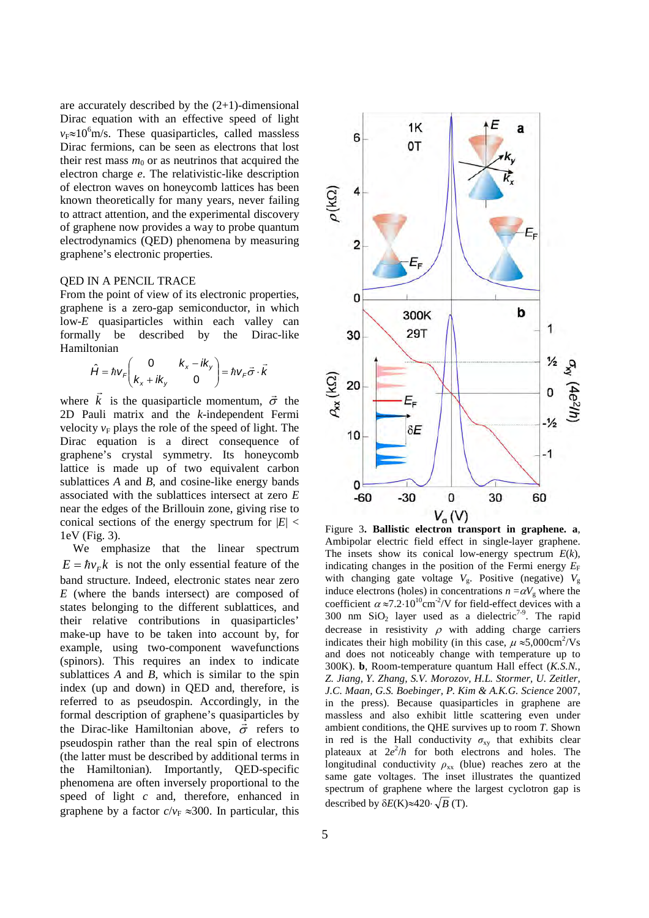are accurately described by the (2+1)-dimensional Dirac equation with an effective speed of light $v_F \approx 10^6$m/s. These quasiparticles, called massless Dirac fermions, can be seen as electrons that lost their rest mass $m_0$ or as neutrinos that acquired the electron charge $e$. The relativistic-like description of electron waves on honeycomb lattices has been known theoretically for many years, never failing to attract attention, and the experimental discovery of graphene now provides a way to probe quantum electrodynamics (QED) phenomena by measuring graphene's electronic properties.

## QED IN A PENCIL TRACE

From the point of view of its electronic properties, graphene is a zero-gap semiconductor, in which low-$E$ quasiparticles within each valley can formally be described by the Dirac-like Hamiltonian

$$\hat{H} = \hbar v_F \begin{pmatrix} 0 & k_x - ik_y \\ k_x + ik_y & 0 \end{pmatrix} = \hbar v_F \vec{\sigma} \cdot \vec{k}$$

where $\vec{k}$ is the quasiparticle momentum, $\vec{\sigma}$ the 2D Pauli matrix and the $k$-independent Fermi velocity $v_F$ plays the role of the speed of light. The Dirac equation is a direct consequence of graphene's crystal symmetry. Its honeycomb lattice is made up of two equivalent carbon sublattices $A$ and $B$, and cosine-like energy bands associated with the sublattices intersect at zero $E$ near the edges of the Brillouin zone, giving rise to conical sections of the energy spectrum for $|E| <$ 1eV (Fig. 3).

We emphasize that the linear spectrum $E = \hbar v_F k$ is not the only essential feature of the band structure. Indeed, electronic states near zero $E$ (where the bands intersect) are composed of states belonging to the different sublattices, and their relative contributions in quasiparticles' make-up have to be taken into account by, for example, using two-component wavefunctions (spinors). This requires an index to indicate sublattices $A$ and $B$, which is similar to the spin index (up and down) in QED and, therefore, is referred to as pseudospin. Accordingly, in the formal description of graphene's quasiparticles by the Dirac-like Hamiltonian above, $\vec{\sigma}$ refers to pseudospin rather than the real spin of electrons (the latter must be described by additional terms in the Hamiltonian). Importantly, QED-specific phenomena are often inversely proportional to the speed of light $c$ and, therefore, enhanced in graphene by a factor $c/v_F \approx 300$. In particular, this

Figure 3. **Ballistic electron transport in graphene. a**, Ambipolar electric field effect in single-layer graphene. The insets show its conical low-energy spectrum $E(k)$, indicating changes in the position of the Fermi energy $E_F$ with changing gate voltage $V_g$. Positive (negative) $V_g$ induce electrons (holes) in concentrations $n = \alpha V_g$ where the coefficient $\alpha \approx 7.2 \cdot 10^{10}$cm$^{-2}$/V for field-effect devices with a 300 nm $SiO_2$ layer used as a dielectric[7-9]. The rapid decrease in resistivity $\rho$ with adding charge carriers indicates their high mobility (in this case, $\mu \approx 5{,}000$cm$^2$/Vs and does not noticeably change with temperature up to 300K). **b**, Room-temperature quantum Hall effect (*K.S.N., Z. Jiang, Y. Zhang, S.V. Morozov, H.L. Stormer, U. Zeitler, J.C. Maan, G.S. Boebinger, P. Kim & A.K.G. Science* 2007, in the press). Because quasiparticles in graphene are massless and also exhibit little scattering even under ambient conditions, the QHE survives up to room $T$. Shown in red is the Hall conductivity $\sigma_{xy}$ that exhibits clear plateaux at $2e^2/h$ for both electrons and holes. The longitudinal conductivity $\rho_{xx}$ (blue) reaches zero at the same gate voltages. The inset illustrates the quantized spectrum of graphene where the largest cyclotron gap is described by $\delta E(\text{K}) \approx 420 \cdot \sqrt{B}$ (T).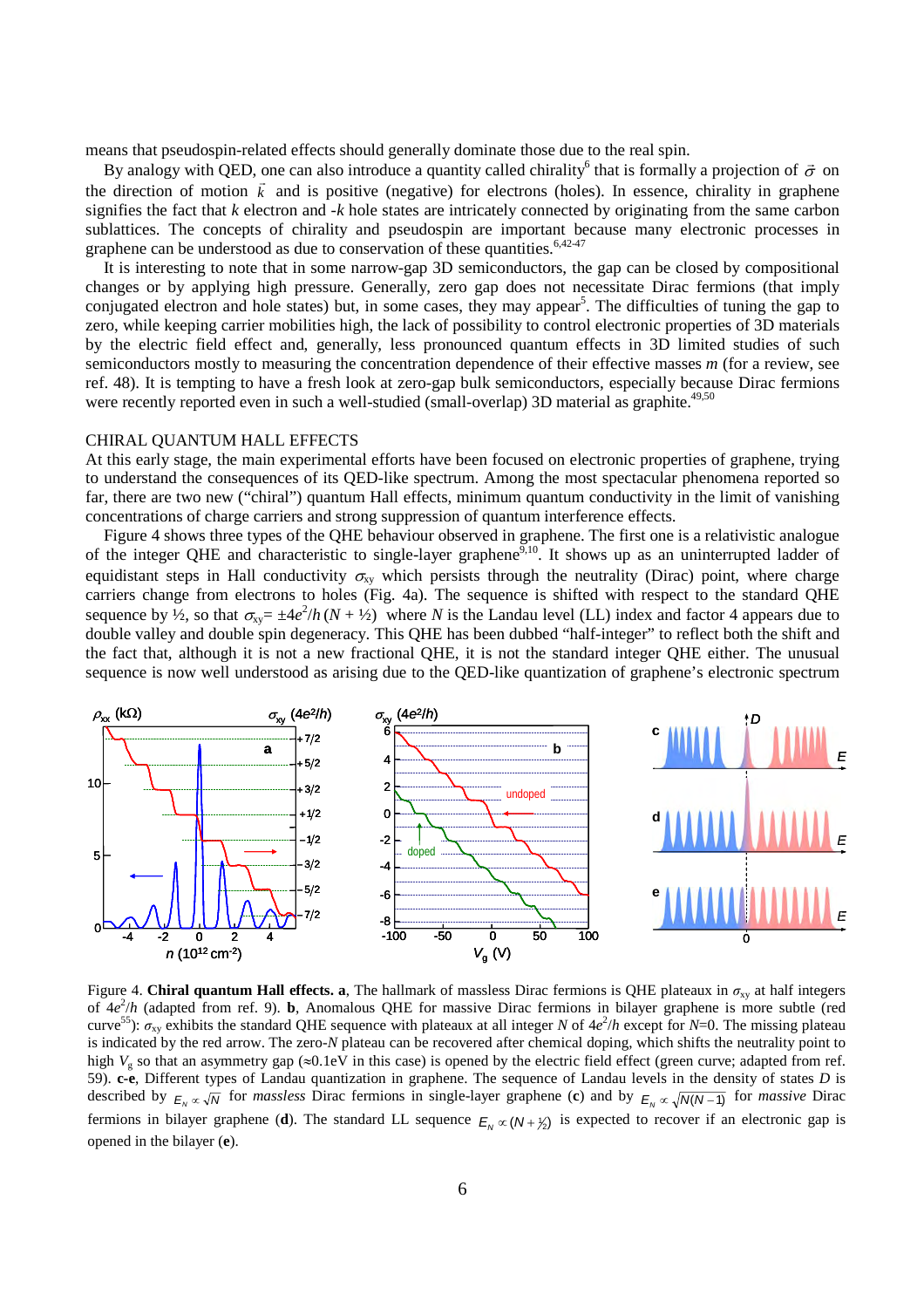means that pseudospin-related effects should generally dominate those due to the real spin.

By analogy with QED, one can also introduce a quantity called chirality[6] that is formally a projection of $\vec{\sigma}$ on the direction of motion $\vec{k}$ and is positive (negative) for electrons (holes). In essence, chirality in graphene signifies the fact that $k$ electron and $-k$ hole states are intricately connected by originating from the same carbon sublattices. The concepts of chirality and pseudospin are important because many electronic processes in graphene can be understood as due to conservation of these quantities.[6,42-47]

It is interesting to note that in some narrow-gap 3D semiconductors, the gap can be closed by compositional changes or by applying high pressure. Generally, zero gap does not necessitate Dirac fermions (that imply conjugated electron and hole states) but, in some cases, they may appear[5]. The difficulties of tuning the gap to zero, while keeping carrier mobilities high, the lack of possibility to control electronic properties of 3D materials by the electric field effect and, generally, less pronounced quantum effects in 3D limited studies of such semiconductors mostly to measuring the concentration dependence of their effective masses $m$ (for a review, see ref. 48). It is tempting to have a fresh look at zero-gap bulk semiconductors, especially because Dirac fermions were recently reported even in such a well-studied (small-overlap) 3D material as graphite.[49,50]

## CHIRAL QUANTUM HALL EFFECTS

At this early stage, the main experimental efforts have been focused on electronic properties of graphene, trying to understand the consequences of its QED-like spectrum. Among the most spectacular phenomena reported so far, there are two new ("chiral") quantum Hall effects, minimum quantum conductivity in the limit of vanishing concentrations of charge carriers and strong suppression of quantum interference effects.

Figure 4 shows three types of the QHE behaviour observed in graphene. The first one is a relativistic analogue of the integer QHE and characteristic to single-layer graphene[9,10]. It shows up as an uninterrupted ladder of equidistant steps in Hall conductivity $\sigma_{xy}$ which persists through the neutrality (Dirac) point, where charge carriers change from electrons to holes (Fig. 4a). The sequence is shifted with respect to the standard QHE sequence by ½, so that $\sigma_{xy} = \pm 4e^2/h\,(N + ½)$ where $N$ is the Landau level (LL) index and factor 4 appears due to double valley and double spin degeneracy. This QHE has been dubbed "half-integer" to reflect both the shift and the fact that, although it is not a new fractional QHE, it is not the standard integer QHE either. The unusual sequence is now well understood as arising due to the QED-like quantization of graphene's electronic spectrum

Figure 4. **Chiral quantum Hall effects. a**, The hallmark of massless Dirac fermions is QHE plateaux in $\sigma_{xy}$ at half integers of $4e^2/h$ (adapted from ref. 9). **b**, Anomalous QHE for massive Dirac fermions in bilayer graphene is more subtle (red curve[55]): $\sigma_{xy}$ exhibits the standard QHE sequence with plateaux at all integer $N$ of $4e^2/h$ except for $N$=0. The missing plateau is indicated by the red arrow. The zero-$N$ plateau can be recovered after chemical doping, which shifts the neutrality point to high $V_g$ so that an asymmetry gap (≈0.1eV in this case) is opened by the electric field effect (green curve; adapted from ref. 59). **c-e**, Different types of Landau quantization in graphene. The sequence of Landau levels in the density of states $D$ is described by $E_N \propto \sqrt{N}$ for *massless* Dirac fermions in single-layer graphene (**c**) and by $E_N \propto \sqrt{N(N-1)}$ for *massive* Dirac fermions in bilayer graphene (**d**). The standard LL sequence $E_N \propto (N+½)$ is expected to recover if an electronic gap is opened in the bilayer (**e**).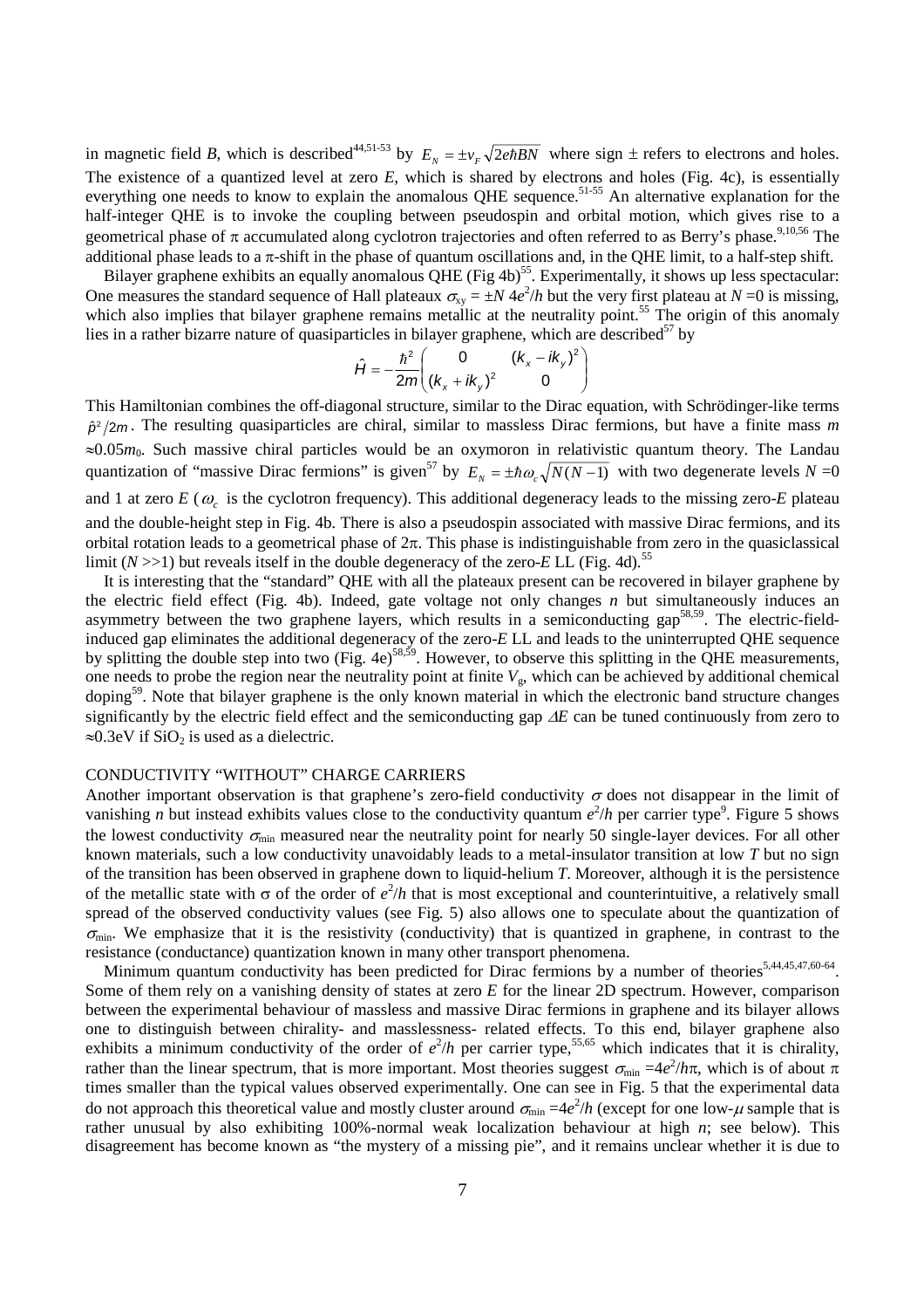in magnetic field *B*, which is described[44,51-53] by $E_N = \pm v_F \sqrt{2e\hbar BN}$ where sign ± refers to electrons and holes. The existence of a quantized level at zero *E*, which is shared by electrons and holes (Fig. 4c), is essentially everything one needs to know to explain the anomalous QHE sequence.[51-55] An alternative explanation for the half-integer QHE is to invoke the coupling between pseudospin and orbital motion, which gives rise to a geometrical phase of $\pi$ accumulated along cyclotron trajectories and often referred to as Berry's phase.[9,10,56] The additional phase leads to a $\pi$-shift in the phase of quantum oscillations and, in the QHE limit, to a half-step shift.

Bilayer graphene exhibits an equally anomalous QHE (Fig 4b)[55]. Experimentally, it shows up less spectacular: One measures the standard sequence of Hall plateaus $\sigma_{xy} = \pm N\, 4e^2/h$ but the very first plateau at $N=0$ is missing, which also implies that bilayer graphene remains metallic at the neutrality point.[55] The origin of this anomaly lies in a rather bizarre nature of quasiparticles in bilayer graphene, which are described[57] by

$$\hat{H} = -\frac{\hbar^2}{2m}\begin{pmatrix} 0 & (k_x - ik_y)^2 \\ (k_x + ik_y)^2 & 0 \end{pmatrix}$$

This Hamiltonian combines the off-diagonal structure, similar to the Dirac equation, with Schrödinger-like terms $\hat{p}^2/2m$. The resulting quasiparticles are chiral, similar to massless Dirac fermions, but have a finite mass $m \approx 0.05m_0$. Such massive chiral particles would be an oxymoron in relativistic quantum theory. The Landau quantization of "massive Dirac fermions" is given[57] by $E_N = \pm\hbar\omega_c\sqrt{N(N-1)}$ with two degenerate levels $N=0$ and 1 at zero *E* ($\omega_c$ is the cyclotron frequency). This additional degeneracy leads to the missing zero-*E* plateau and the double-height step in Fig. 4b. There is also a pseudospin associated with massive Dirac fermions, and its orbital rotation leads to a geometrical phase of $2\pi$. This phase is indistinguishable from zero in the quasiclassical limit ($N \gg 1$) but reveals itself in the double degeneracy of the zero-*E* LL (Fig. 4d).[55]

It is interesting that the "standard" QHE with all the plateaux present can be recovered in bilayer graphene by the electric field effect (Fig. 4b). Indeed, gate voltage not only changes *n* but simultaneously induces an asymmetry between the two graphene layers, which results in a semiconducting gap[58,59]. The electric-field-induced gap eliminates the additional degeneracy of the zero-*E* LL and leads to the uninterrupted QHE sequence by splitting the double step into two (Fig. 4e)[58,59]. However, to observe this splitting in the QHE measurements, one needs to probe the region near the neutrality point at finite $V_g$, which can be achieved by additional chemical doping[59]. Note that bilayer graphene is the only known material in which the electronic band structure changes significantly by the electric field effect and the semiconducting gap $\Delta E$ can be tuned continuously from zero to $\approx$0.3eV if $SiO_2$ is used as a dielectric.

## CONDUCTIVITY "WITHOUT" CHARGE CARRIERS

Another important observation is that graphene's zero-field conductivity $\sigma$ does not disappear in the limit of vanishing *n* but instead exhibits values close to the conductivity quantum $e^2/h$ per carrier type[9]. Figure 5 shows the lowest conductivity $\sigma_{min}$ measured near the neutrality point for nearly 50 single-layer devices. For all other known materials, such a low conductivity unavoidably leads to a metal-insulator transition at low *T* but no sign of the transition has been observed in graphene down to liquid-helium *T*. Moreover, although it is the persistence of the metallic state with $\sigma$ of the order of $e^2/h$ that is most exceptional and counterintuitive, a relatively small spread of the observed conductivity values (see Fig. 5) also allows one to speculate about the quantization of $\sigma_{min}$. We emphasize that it is the resistivity (conductivity) that is quantized in graphene, in contrast to the resistance (conductance) quantization known in many other transport phenomena.

Minimum quantum conductivity has been predicted for Dirac fermions by a number of theories[5,44,45,47,60-64]. Some of them rely on a vanishing density of states at zero *E* for the linear 2D spectrum. However, comparison between the experimental behaviour of massless and massive Dirac fermions in graphene and its bilayer allows one to distinguish between chirality- and masslessness- related effects. To this end, bilayer graphene also exhibits a minimum conductivity of the order of $e^2/h$ per carrier type,[55,65] which indicates that it is chirality, rather than the linear spectrum, that is more important. Most theories suggest $\sigma_{min} = 4e^2/h\pi$, which is of about $\pi$ times smaller than the typical values observed experimentally. One can see in Fig. 5 that the experimental data do not approach this theoretical value and mostly cluster around $\sigma_{min} = 4e^2/h$ (except for one low-$\mu$ sample that is rather unusual by also exhibiting 100%-normal weak localization behaviour at high *n*; see below). This disagreement has become known as "the mystery of a missing pie", and it remains unclear whether it is due to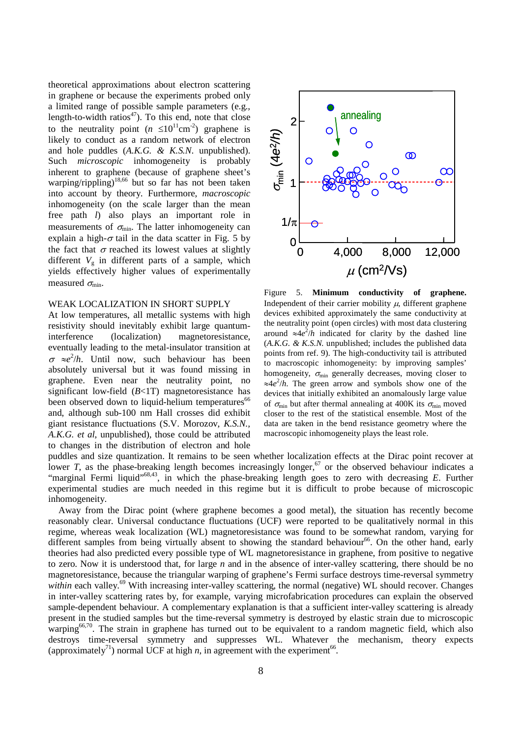theoretical approximations about electron scattering in graphene or because the experiments probed only a limited range of possible sample parameters (e.g., length-to-width ratios[47]). To this end, note that close to the neutrality point ($n \leq 10^{11}$cm$^{-2}$) graphene is likely to conduct as a random network of electron and hole puddles (*A.K.G. & K.S.N.* unpublished). Such *microscopic* inhomogeneity is probably inherent to graphene (because of graphene sheet's warping/rippling)[18,66] but so far has not been taken into account by theory. Furthermore, *macroscopic* inhomogeneity (on the scale larger than the mean free path *l*) also plays an important role in measurements of $\sigma_{\min}$. The latter inhomogeneity can explain a high-$\sigma$ tail in the data scatter in Fig. 5 by the fact that $\sigma$ reached its lowest values at slightly different $V_g$ in different parts of a sample, which yields effectively higher values of experimentally measured $\sigma_{\min}$.

Figure 5. **Minimum conductivity of graphene.** Independent of their carrier mobility $\mu$, different graphene devices exhibited approximately the same conductivity at the neutrality point (open circles) with most data clustering around $\approx 4e^2/h$ indicated for clarity by the dashed line (*A.K.G. & K.S.N.* unpublished; includes the published data points from ref. 9). The high-conductivity tail is attributed to macroscopic inhomogeneity: by improving samples' homogeneity, $\sigma_{\min}$ generally decreases, moving closer to $\approx 4e^2/h$. The green arrow and symbols show one of the devices that initially exhibited an anomalously large value of $\sigma_{\min}$ but after thermal annealing at 400K its $\sigma_{\min}$ moved closer to the rest of the statistical ensemble. Most of the data are taken in the bend resistance geometry where the macroscopic inhomogeneity plays the least role.

## WEAK LOCALIZATION IN SHORT SUPPLY

At low temperatures, all metallic systems with high resistivity should inevitably exhibit large quantum-interference (localization) magnetoresistance, eventually leading to the metal-insulator transition at $\sigma \approx e^2/h$. Until now, such behaviour has been absolutely universal but it was found missing in graphene. Even near the neutrality point, no significant low-field ($B$<1T) magnetoresistance has been observed down to liquid-helium temperatures[66] and, although sub-100 nm Hall crosses did exhibit giant resistance fluctuations (S.V. Morozov, *K.S.N., A.K.G. et al*, unpublished), those could be attributed to changes in the distribution of electron and hole puddles and size quantization. It remains to be seen whether localization effects at the Dirac point recover at lower *T*, as the phase-breaking length becomes increasingly longer,[67] or the observed behaviour indicates a "marginal Fermi liquid"[68,43], in which the phase-breaking length goes to zero with decreasing *E*. Further experimental studies are much needed in this regime but it is difficult to probe because of microscopic inhomogeneity.

Away from the Dirac point (where graphene becomes a good metal), the situation has recently become reasonably clear. Universal conductance fluctuations (UCF) were reported to be qualitatively normal in this regime, whereas weak localization (WL) magnetoresistance was found to be somewhat random, varying for different samples from being virtually absent to showing the standard behaviour[66]. On the other hand, early theories had also predicted every possible type of WL magnetoresistance in graphene, from positive to negative to zero. Now it is understood that, for large *n* and in the absence of inter-valley scattering, there should be no magnetoresistance, because the triangular warping of graphene's Fermi surface destroys time-reversal symmetry *within* each valley.[69] With increasing inter-valley scattering, the normal (negative) WL should recover. Changes in inter-valley scattering rates by, for example, varying microfabrication procedures can explain the observed sample-dependent behaviour. A complementary explanation is that a sufficient inter-valley scattering is already present in the studied samples but the time-reversal symmetry is destroyed by elastic strain due to microscopic warping[66,70]. The strain in graphene has turned out to be equivalent to a random magnetic field, which also destroys time-reversal symmetry and suppresses WL. Whatever the mechanism, theory expects (approximately[71]) normal UCF at high *n*, in agreement with the experiment[66].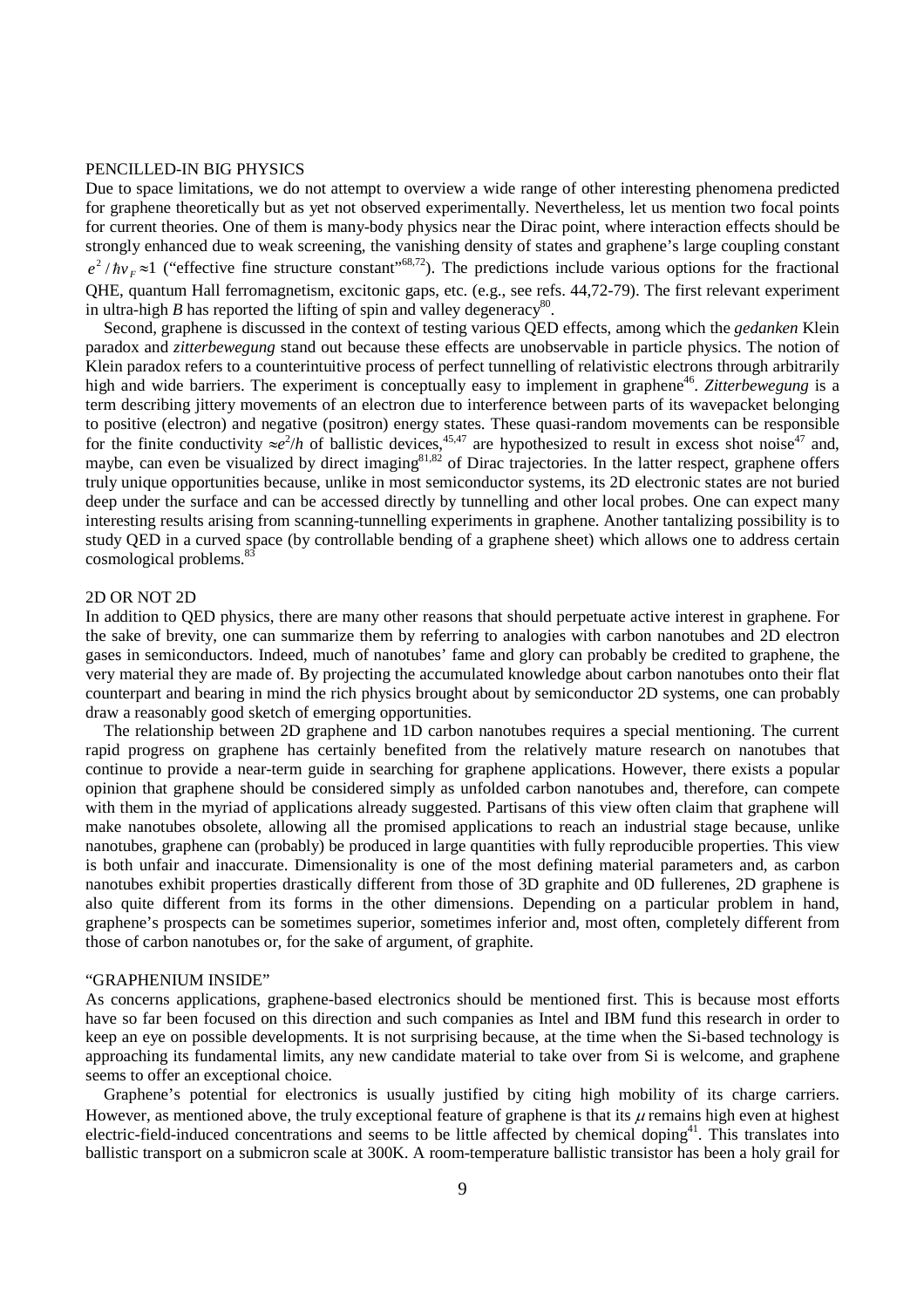## PENCILLED-IN BIG PHYSICS

Due to space limitations, we do not attempt to overview a wide range of other interesting phenomena predicted for graphene theoretically but as yet not observed experimentally. Nevertheless, let us mention two focal points for current theories. One of them is many-body physics near the Dirac point, where interaction effects should be strongly enhanced due to weak screening, the vanishing density of states and graphene's large coupling constant $e^2/\hbar v_F \approx 1$ ("effective fine structure constant"[68,72]). The predictions include various options for the fractional QHE, quantum Hall ferromagnetism, excitonic gaps, etc. (e.g., see refs. 44,72-79). The first relevant experiment in ultra-high $B$ has reported the lifting of spin and valley degeneracy[80].

Second, graphene is discussed in the context of testing various QED effects, among which the *gedanken* Klein paradox and *zitterbewegung* stand out because these effects are unobservable in particle physics. The notion of Klein paradox refers to a counterintuitive process of perfect tunnelling of relativistic electrons through arbitrarily high and wide barriers. The experiment is conceptually easy to implement in graphene[46]. *Zitterbewegung* is a term describing jittery movements of an electron due to interference between parts of its wavepacket belonging to positive (electron) and negative (positron) energy states. These quasi-random movements can be responsible for the finite conductivity $\approx e^2/h$ of ballistic devices,[45,47] are hypothesized to result in excess shot noise[47] and, maybe, can even be visualized by direct imaging[81,82] of Dirac trajectories. In the latter respect, graphene offers truly unique opportunities because, unlike in most semiconductor systems, its 2D electronic states are not buried deep under the surface and can be accessed directly by tunnelling and other local probes. One can expect many interesting results arising from scanning-tunnelling experiments in graphene. Another tantalizing possibility is to study QED in a curved space (by controllable bending of a graphene sheet) which allows one to address certain cosmological problems.[83]

## 2D OR NOT 2D

In addition to QED physics, there are many other reasons that should perpetuate active interest in graphene. For the sake of brevity, one can summarize them by referring to analogies with carbon nanotubes and 2D electron gases in semiconductors. Indeed, much of nanotubes' fame and glory can probably be credited to graphene, the very material they are made of. By projecting the accumulated knowledge about carbon nanotubes onto their flat counterpart and bearing in mind the rich physics brought about by semiconductor 2D systems, one can probably draw a reasonably good sketch of emerging opportunities.

The relationship between 2D graphene and 1D carbon nanotubes requires a special mentioning. The current rapid progress on graphene has certainly benefited from the relatively mature research on nanotubes that continue to provide a near-term guide in searching for graphene applications. However, there exists a popular opinion that graphene should be considered simply as unfolded carbon nanotubes and, therefore, can compete with them in the myriad of applications already suggested. Partisans of this view often claim that graphene will make nanotubes obsolete, allowing all the promised applications to reach an industrial stage because, unlike nanotubes, graphene can (probably) be produced in large quantities with fully reproducible properties. This view is both unfair and inaccurate. Dimensionality is one of the most defining material parameters and, as carbon nanotubes exhibit properties drastically different from those of 3D graphite and 0D fullerenes, 2D graphene is also quite different from its forms in the other dimensions. Depending on a particular problem in hand, graphene's prospects can be sometimes superior, sometimes inferior and, most often, completely different from those of carbon nanotubes or, for the sake of argument, of graphite.

## "GRAPHENIUM INSIDE"

As concerns applications, graphene-based electronics should be mentioned first. This is because most efforts have so far been focused on this direction and such companies as Intel and IBM fund this research in order to keep an eye on possible developments. It is not surprising because, at the time when the Si-based technology is approaching its fundamental limits, any new candidate material to take over from Si is welcome, and graphene seems to offer an exceptional choice.

Graphene's potential for electronics is usually justified by citing high mobility of its charge carriers. However, as mentioned above, the truly exceptional feature of graphene is that its $\mu$ remains high even at highest electric-field-induced concentrations and seems to be little affected by chemical doping[41]. This translates into ballistic transport on a submicron scale at 300K. A room-temperature ballistic transistor has been a holy grail for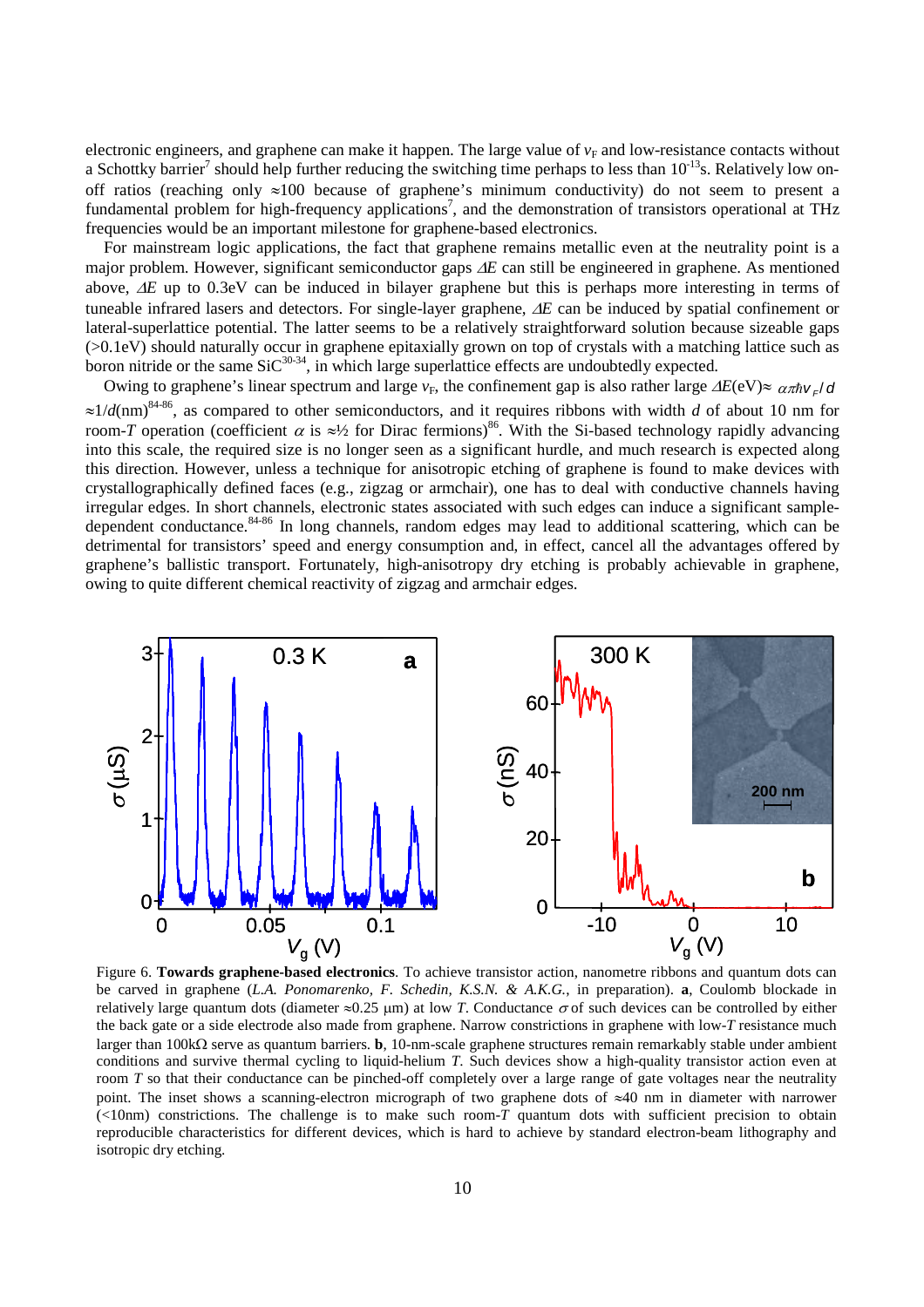electronic engineers, and graphene can make it happen. The large value of $v_F$ and low-resistance contacts without a Schottky barrier[7] should help further reducing the switching time perhaps to less than $10^{-13}$s. Relatively low on-off ratios (reaching only ≈100 because of graphene's minimum conductivity) do not seem to present a fundamental problem for high-frequency applications[7], and the demonstration of transistors operational at THz frequencies would be an important milestone for graphene-based electronics.

For mainstream logic applications, the fact that graphene remains metallic even at the neutrality point is a major problem. However, significant semiconductor gaps $\Delta E$ can still be engineered in graphene. As mentioned above, $\Delta E$ up to 0.3eV can be induced in bilayer graphene but this is perhaps more interesting in terms of tuneable infrared lasers and detectors. For single-layer graphene, $\Delta E$ can be induced by spatial confinement or lateral-superlattice potential. The latter seems to be a relatively straightforward solution because sizeable gaps (>0.1eV) should naturally occur in graphene epitaxially grown on top of crystals with a matching lattice such as boron nitride or the same SiC[30-34], in which large superlattice effects are undoubtedly expected.

Owing to graphene's linear spectrum and large $v_F$, the confinement gap is also rather large $\Delta E(\mathrm{eV}) \approx \alpha\pi\hbar v_F/d \approx 1/d(\mathrm{nm})$[84-86], as compared to other semiconductors, and it requires ribbons with width $d$ of about 10 nm for room-$T$ operation (coefficient $\alpha$ is ≈½ for Dirac fermions)[86]. With the Si-based technology rapidly advancing into this scale, the required size is no longer seen as a significant hurdle, and much research is expected along this direction. However, unless a technique for anisotropic etching of graphene is found to make devices with crystallographically defined faces (e.g., zigzag or armchair), one has to deal with conductive channels having irregular edges. In short channels, electronic states associated with such edges can induce a significant sample-dependent conductance.[84-86] In long channels, random edges may lead to additional scattering, which can be detrimental for transistors' speed and energy consumption and, in effect, cancel all the advantages offered by graphene's ballistic transport. Fortunately, high-anisotropy dry etching is probably achievable in graphene, owing to quite different chemical reactivity of zigzag and armchair edges.

Figure 6. **Towards graphene-based electronics**. To achieve transistor action, nanometre ribbons and quantum dots can be carved in graphene (*L.A. Ponomarenko, F. Schedin, K.S.N. & A.K.G.*, in preparation). **a**, Coulomb blockade in relatively large quantum dots (diameter ≈0.25 μm) at low $T$. Conductance $\sigma$ of such devices can be controlled by either the back gate or a side electrode also made from graphene. Narrow constrictions in graphene with low-$T$ resistance much larger than 100kΩ serve as quantum barriers. **b**, 10-nm-scale graphene structures remain remarkably stable under ambient conditions and survive thermal cycling to liquid-helium $T$. Such devices show a high-quality transistor action even at room $T$ so that their conductance can be pinched-off completely over a large range of gate voltages near the neutrality point. The inset shows a scanning-electron micrograph of two graphene dots of ≈40 nm in diameter with narrower (<10nm) constrictions. The challenge is to make such room-$T$ quantum dots with sufficient precision to obtain reproducible characteristics for different devices, which is hard to achieve by standard electron-beam lithography and isotropic dry etching.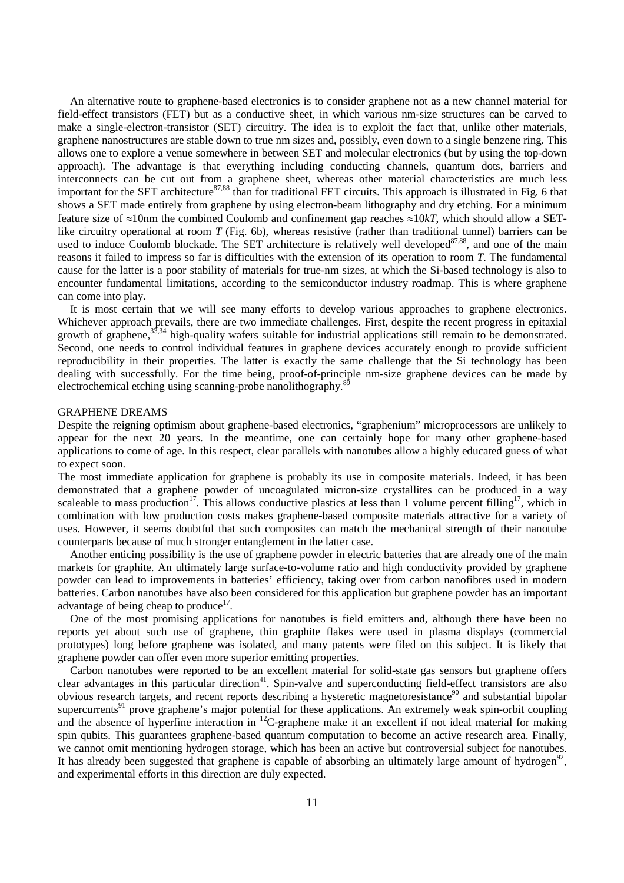An alternative route to graphene-based electronics is to consider graphene not as a new channel material for field-effect transistors (FET) but as a conductive sheet, in which various nm-size structures can be carved to make a single-electron-transistor (SET) circuitry. The idea is to exploit the fact that, unlike other materials, graphene nanostructures are stable down to true nm sizes and, possibly, even down to a single benzene ring. This allows one to explore a venue somewhere in between SET and molecular electronics (but by using the top-down approach). The advantage is that everything including conducting channels, quantum dots, barriers and interconnects can be cut out from a graphene sheet, whereas other material characteristics are much less important for the SET architecture[87,88] than for traditional FET circuits. This approach is illustrated in Fig. 6 that shows a SET made entirely from graphene by using electron-beam lithography and dry etching. For a minimum feature size of ≈10nm the combined Coulomb and confinement gap reaches ≈10$kT$, which should allow a SET-like circuitry operational at room $T$ (Fig. 6b), whereas resistive (rather than traditional tunnel) barriers can be used to induce Coulomb blockade. The SET architecture is relatively well developed[87,88], and one of the main reasons it failed to impress so far is difficulties with the extension of its operation to room $T$. The fundamental cause for the latter is a poor stability of materials for true-nm sizes, at which the Si-based technology is also to encounter fundamental limitations, according to the semiconductor industry roadmap. This is where graphene can come into play.

It is most certain that we will see many efforts to develop various approaches to graphene electronics. Whichever approach prevails, there are two immediate challenges. First, despite the recent progress in epitaxial growth of graphene,[33,34] high-quality wafers suitable for industrial applications still remain to be demonstrated. Second, one needs to control individual features in graphene devices accurately enough to provide sufficient reproducibility in their properties. The latter is exactly the same challenge that the Si technology has been dealing with successfully. For the time being, proof-of-principle nm-size graphene devices can be made by electrochemical etching using scanning-probe nanolithography.[89]

## GRAPHENE DREAMS

Despite the reigning optimism about graphene-based electronics, "graphenium" microprocessors are unlikely to appear for the next 20 years. In the meantime, one can certainly hope for many other graphene-based applications to come of age. In this respect, clear parallels with nanotubes allow a highly educated guess of what to expect soon.

The most immediate application for graphene is probably its use in composite materials. Indeed, it has been demonstrated that a graphene powder of uncoagulated micron-size crystallites can be produced in a way scaleable to mass production[17]. This allows conductive plastics at less than 1 volume percent filling[17], which in combination with low production costs makes graphene-based composite materials attractive for a variety of uses. However, it seems doubtful that such composites can match the mechanical strength of their nanotube counterparts because of much stronger entanglement in the latter case.

Another enticing possibility is the use of graphene powder in electric batteries that are already one of the main markets for graphite. An ultimately large surface-to-volume ratio and high conductivity provided by graphene powder can lead to improvements in batteries' efficiency, taking over from carbon nanofibres used in modern batteries. Carbon nanotubes have also been considered for this application but graphene powder has an important advantage of being cheap to produce[17].

One of the most promising applications for nanotubes is field emitters and, although there have been no reports yet about such use of graphene, thin graphite flakes were used in plasma displays (commercial prototypes) long before graphene was isolated, and many patents were filed on this subject. It is likely that graphene powder can offer even more superior emitting properties.

Carbon nanotubes were reported to be an excellent material for solid-state gas sensors but graphene offers clear advantages in this particular direction[41]. Spin-valve and superconducting field-effect transistors are also obvious research targets, and recent reports describing a hysteretic magnetoresistance[90] and substantial bipolar supercurrents[91] prove graphene's major potential for these applications. An extremely weak spin-orbit coupling and the absence of hyperfine interaction in $^{12}$C-graphene make it an excellent if not ideal material for making spin qubits. This guarantees graphene-based quantum computation to become an active research area. Finally, we cannot omit mentioning hydrogen storage, which has been an active but controversial subject for nanotubes. It has already been suggested that graphene is capable of absorbing an ultimately large amount of hydrogen[92], and experimental efforts in this direction are duly expected.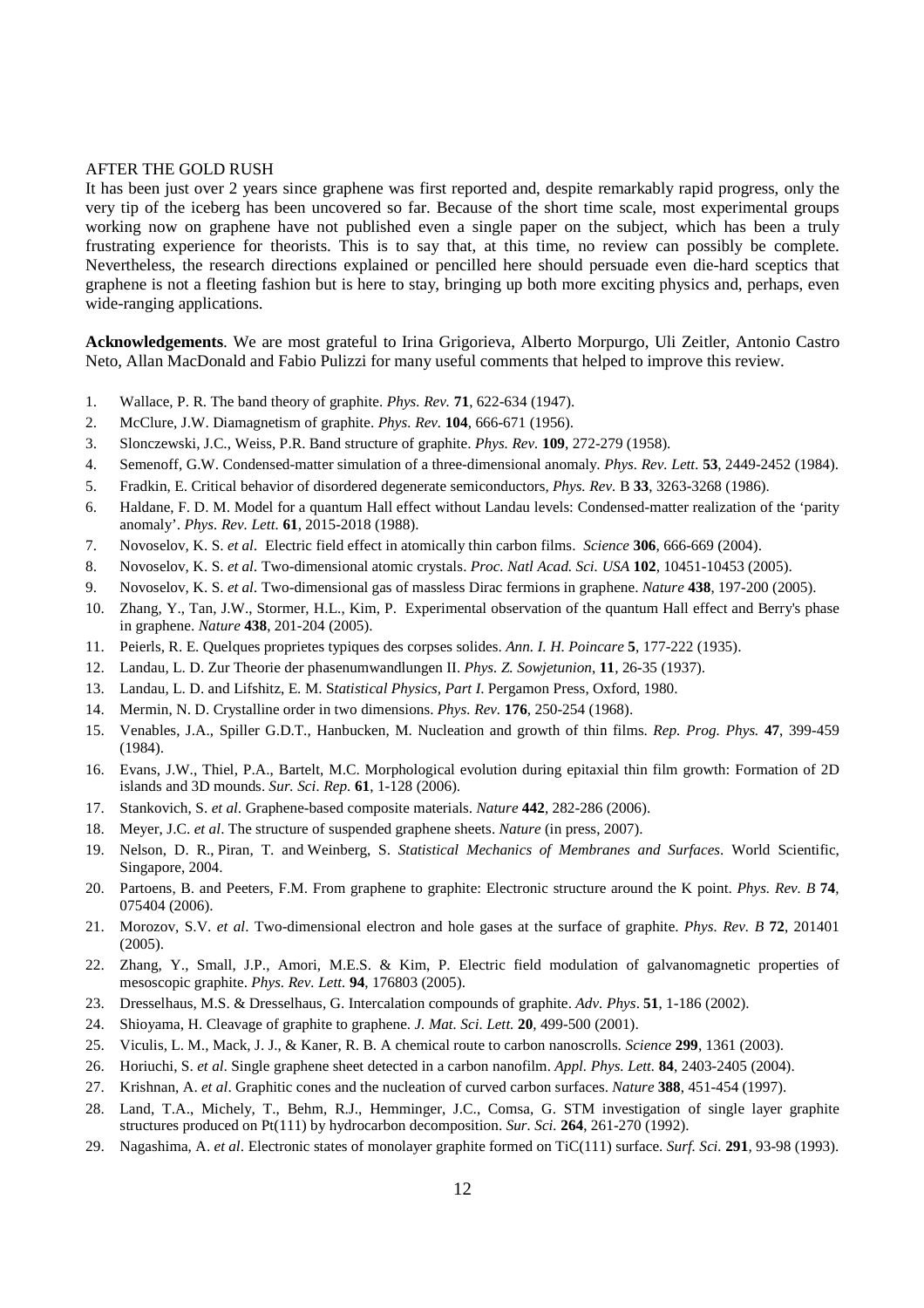## AFTER THE GOLD RUSH

It has been just over 2 years since graphene was first reported and, despite remarkably rapid progress, only the very tip of the iceberg has been uncovered so far. Because of the short time scale, most experimental groups working now on graphene have not published even a single paper on the subject, which has been a truly frustrating experience for theorists. This is to say that, at this time, no review can possibly be complete. Nevertheless, the research directions explained or pencilled here should persuade even die-hard sceptics that graphene is not a fleeting fashion but is here to stay, bringing up both more exciting physics and, perhaps, even wide-ranging applications.

**Acknowledgements**. We are most grateful to Irina Grigorieva, Alberto Morpurgo, Uli Zeitler, Antonio Castro Neto, Allan MacDonald and Fabio Pulizzi for many useful comments that helped to improve this review.

1. Wallace, P. R. The band theory of graphite. *Phys. Rev.* **71**, 622-634 (1947).
2. McClure, J.W. Diamagnetism of graphite. *Phys. Rev.* **104**, 666-671 (1956).
3. Slonczewski, J.C., Weiss, P.R. Band structure of graphite. *Phys. Rev.* **109**, 272-279 (1958).
4. Semenoff, G.W. Condensed-matter simulation of a three-dimensional anomaly. *Phys. Rev. Lett.* **53**, 2449-2452 (1984).
5. Fradkin, E. Critical behavior of disordered degenerate semiconductors, *Phys. Rev.* B **33**, 3263-3268 (1986).
6. Haldane, F. D. M. Model for a quantum Hall effect without Landau levels: Condensed-matter realization of the 'parity anomaly'. *Phys. Rev. Lett.* **61**, 2015-2018 (1988).
7. Novoselov, K. S. *et al*. Electric field effect in atomically thin carbon films. *Science* **306**, 666-669 (2004).
8. Novoselov, K. S. *et al*. Two-dimensional atomic crystals. *Proc. Natl Acad. Sci. USA* **102**, 10451-10453 (2005).
9. Novoselov, K. S. *et al*. Two-dimensional gas of massless Dirac fermions in graphene. *Nature* **438**, 197-200 (2005).
10. Zhang, Y., Tan, J.W., Stormer, H.L., Kim, P. Experimental observation of the quantum Hall effect and Berry's phase in graphene. *Nature* **438**, 201-204 (2005).
11. Peierls, R. E. Quelques proprietes typiques des corpses solides. *Ann. I. H. Poincare* **5**, 177-222 (1935).
12. Landau, L. D. Zur Theorie der phasenumwandlungen II. *Phys. Z. Sowjetunion*, **11**, 26-35 (1937).
13. Landau, L. D. and Lifshitz, E. M. S*tatistical Physics, Part I*. Pergamon Press, Oxford, 1980.
14. Mermin, N. D. Crystalline order in two dimensions. *Phys. Rev.* **176**, 250-254 (1968).
15. Venables, J.A., Spiller G.D.T., Hanbucken, M. Nucleation and growth of thin films. *Rep. Prog. Phys.* **47**, 399-459 (1984).
16. Evans, J.W., Thiel, P.A., Bartelt, M.C. Morphological evolution during epitaxial thin film growth: Formation of 2D islands and 3D mounds. *Sur. Sci. Rep.* **61**, 1-128 (2006).
17. Stankovich, S. *et al*. Graphene-based composite materials. *Nature* **442**, 282-286 (2006).
18. Meyer, J.C. *et al*. The structure of suspended graphene sheets. *Nature* (in press, 2007).
19. Nelson, D. R., Piran, T. and Weinberg, S. *Statistical Mechanics of Membranes and Surfaces*. World Scientific, Singapore, 2004.
20. Partoens, B. and Peeters, F.M. From graphene to graphite: Electronic structure around the K point. *Phys. Rev. B* **74**, 075404 (2006).
21. Morozov, S.V. *et al*. Two-dimensional electron and hole gases at the surface of graphite. *Phys. Rev. B* **72**, 201401 (2005).
22. Zhang, Y., Small, J.P., Amori, M.E.S. & Kim, P. Electric field modulation of galvanomagnetic properties of mesoscopic graphite. *Phys. Rev. Lett.* **94**, 176803 (2005).
23. Dresselhaus, M.S. & Dresselhaus, G. Intercalation compounds of graphite. *Adv. Phys*. **51**, 1-186 (2002).
24. Shioyama, H. Cleavage of graphite to graphene. *J. Mat. Sci. Lett.* **20**, 499-500 (2001).
25. Viculis, L. M., Mack, J. J., & Kaner, R. B. A chemical route to carbon nanoscrolls. *Science* **299**, 1361 (2003).
26. Horiuchi, S. *et al*. Single graphene sheet detected in a carbon nanofilm. *Appl. Phys. Lett.* **84**, 2403-2405 (2004).
27. Krishnan, A. *et al*. Graphitic cones and the nucleation of curved carbon surfaces. *Nature* **388**, 451-454 (1997).
28. Land, T.A., Michely, T., Behm, R.J., Hemminger, J.C., Comsa, G. STM investigation of single layer graphite structures produced on Pt(111) by hydrocarbon decomposition. *Sur. Sci.* **264**, 261-270 (1992).
29. Nagashima, A. *et al*. Electronic states of monolayer graphite formed on TiC(111) surface. *Surf. Sci.* **291**, 93-98 (1993).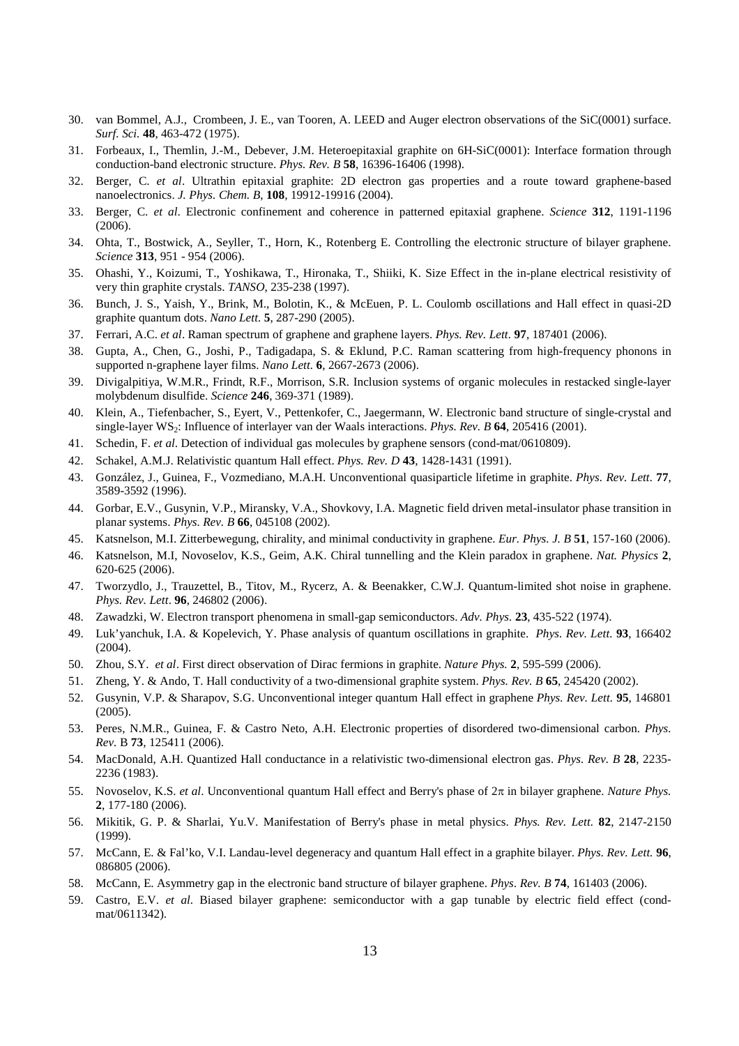30. van Bommel, A.J., Crombeen, J. E., van Tooren, A. LEED and Auger electron observations of the SiC(0001) surface. *Surf. Sci.* **48**, 463-472 (1975).
31. Forbeaux, I., Themlin, J.-M., Debever, J.M. Heteroepitaxial graphite on 6H-SiC(0001): Interface formation through conduction-band electronic structure. *Phys. Rev. B* **58**, 16396-16406 (1998).
32. Berger, C. *et al*. Ultrathin epitaxial graphite: 2D electron gas properties and a route toward graphene-based nanoelectronics. *J. Phys. Chem. B*, **108**, 19912-19916 (2004).
33. Berger, C. *et al*. Electronic confinement and coherence in patterned epitaxial graphene. *Science* **312**, 1191-1196 (2006).
34. Ohta, T., Bostwick, A., Seyller, T., Horn, K., Rotenberg E. Controlling the electronic structure of bilayer graphene. *Science* **313**, 951 - 954 (2006).
35. Ohashi, Y., Koizumi, T., Yoshikawa, T., Hironaka, T., Shiiki, K. Size Effect in the in-plane electrical resistivity of very thin graphite crystals. *TANSO*, 235-238 (1997).
36. Bunch, J. S., Yaish, Y., Brink, M., Bolotin, K., & McEuen, P. L. Coulomb oscillations and Hall effect in quasi-2D graphite quantum dots. *Nano Lett*. **5**, 287-290 (2005).
37. Ferrari, A.C. *et al*. Raman spectrum of graphene and graphene layers. *Phys. Rev. Lett*. **97**, 187401 (2006).
38. Gupta, A., Chen, G., Joshi, P., Tadigadapa, S. & Eklund, P.C. Raman scattering from high-frequency phonons in supported n-graphene layer films. *Nano Lett.* **6**, 2667-2673 (2006).
39. Divigalpitiya, W.M.R., Frindt, R.F., Morrison, S.R. Inclusion systems of organic molecules in restacked single-layer molybdenum disulfide. *Science* **246**, 369-371 (1989).
40. Klein, A., Tiefenbacher, S., Eyert, V., Pettenkofer, C., Jaegermann, W. Electronic band structure of single-crystal and single-layer $WS_2$: Influence of interlayer van der Waals interactions. *Phys. Rev. B* **64**, 205416 (2001).
41. Schedin, F. *et al*. Detection of individual gas molecules by graphene sensors (cond-mat/0610809).
42. Schakel, A.M.J. Relativistic quantum Hall effect. *Phys. Rev. D* **43**, 1428-1431 (1991).
43. González, J., Guinea, F., Vozmediano, M.A.H. Unconventional quasiparticle lifetime in graphite. *Phys. Rev. Lett*. **77**, 3589-3592 (1996).
44. Gorbar, E.V., Gusynin, V.P., Miransky, V.A., Shovkovy, I.A. Magnetic field driven metal-insulator phase transition in planar systems. *Phys. Rev. B* **66**, 045108 (2002).
45. Katsnelson, M.I. Zitterbewegung, chirality, and minimal conductivity in graphene. *Eur. Phys. J. B* **51**, 157-160 (2006).
46. Katsnelson, M.I, Novoselov, K.S., Geim, A.K. Chiral tunnelling and the Klein paradox in graphene. *Nat. Physics* **2**, 620-625 (2006).
47. Tworzydlo, J., Trauzettel, B., Titov, M., Rycerz, A. & Beenakker, C.W.J. Quantum-limited shot noise in graphene. *Phys. Rev. Lett*. **96**, 246802 (2006).
48. Zawadzki, W. Electron transport phenomena in small-gap semiconductors. *Adv. Phys*. **23**, 435-522 (1974).
49. Luk'yanchuk, I.A. & Kopelevich, Y. Phase analysis of quantum oscillations in graphite. *Phys. Rev. Lett.* **93**, 166402 (2004).
50. Zhou, S.Y. *et al*. First direct observation of Dirac fermions in graphite. *Nature Phys.* **2**, 595-599 (2006).
51. Zheng, Y. & Ando, T. Hall conductivity of a two-dimensional graphite system. *Phys. Rev. B* **65**, 245420 (2002).
52. Gusynin, V.P. & Sharapov, S.G. Unconventional integer quantum Hall effect in graphene *Phys. Rev. Lett*. **95**, 146801 (2005).
53. Peres, N.M.R., Guinea, F. & Castro Neto, A.H. Electronic properties of disordered two-dimensional carbon. *Phys. Rev.* B **73**, 125411 (2006).
54. MacDonald, A.H. Quantized Hall conductance in a relativistic two-dimensional electron gas. *Phys. Rev. B* **28**, 2235-2236 (1983).
55. Novoselov, K.S. *et al*. Unconventional quantum Hall effect and Berry's phase of $2\pi$ in bilayer graphene. *Nature Phys.* **2**, 177-180 (2006).
56. Mikitik, G. P. & Sharlai, Yu.V. Manifestation of Berry's phase in metal physics. *Phys. Rev. Lett.* **82**, 2147-2150 (1999).
57. McCann, E. & Fal'ko, V.I. Landau-level degeneracy and quantum Hall effect in a graphite bilayer. *Phys. Rev. Lett.* **96**, 086805 (2006).
58. McCann, E. Asymmetry gap in the electronic band structure of bilayer graphene. *Phys. Rev. B* **74**, 161403 (2006).
59. Castro, E.V. *et al*. Biased bilayer graphene: semiconductor with a gap tunable by electric field effect (cond-mat/0611342).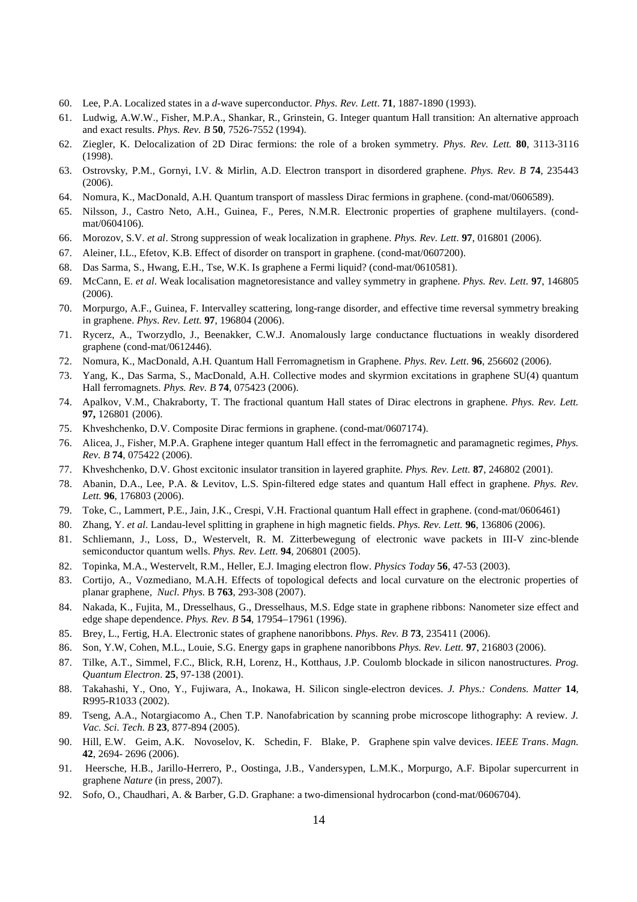60. Lee, P.A. Localized states in a *d*-wave superconductor. *Phys. Rev. Lett*. **71**, 1887-1890 (1993).
61. Ludwig, A.W.W., Fisher, M.P.A., Shankar, R., Grinstein, G. Integer quantum Hall transition: An alternative approach and exact results. *Phys. Rev. B* **50**, 7526-7552 (1994).
62. Ziegler, K. Delocalization of 2D Dirac fermions: the role of a broken symmetry. *Phys. Rev. Lett.* **80**, 3113-3116 (1998).
63. Ostrovsky, P.M., Gornyi, I.V. & Mirlin, A.D. Electron transport in disordered graphene. *Phys. Rev. B* **74**, 235443 (2006).
64. Nomura, K., MacDonald, A.H. Quantum transport of massless Dirac fermions in graphene. (cond-mat/0606589).
65. Nilsson, J., Castro Neto, A.H., Guinea, F., Peres, N.M.R. Electronic properties of graphene multilayers. (cond-mat/0604106).
66. Morozov, S.V. *et al*. Strong suppression of weak localization in graphene. *Phys. Rev. Lett*. **97**, 016801 (2006).
67. Aleiner, I.L., Efetov, K.B. Effect of disorder on transport in graphene. (cond-mat/0607200).
68. Das Sarma, S., Hwang, E.H., Tse, W.K. Is graphene a Fermi liquid? (cond-mat/0610581).
69. McCann, E. *et al*. Weak localisation magnetoresistance and valley symmetry in graphene. *Phys. Rev. Lett*. **97**, 146805 (2006).
70. Morpurgo, A.F., Guinea, F. Intervalley scattering, long-range disorder, and effective time reversal symmetry breaking in graphene. *Phys. Rev. Lett.* **97**, 196804 (2006).
71. Rycerz, A., Tworzydlo, J., Beenakker, C.W.J. Anomalously large conductance fluctuations in weakly disordered graphene (cond-mat/0612446).
72. Nomura, K., MacDonald, A.H. Quantum Hall Ferromagnetism in Graphene. *Phys. Rev. Lett*. **96**, 256602 (2006).
73. Yang, K., Das Sarma, S., MacDonald, A.H. Collective modes and skyrmion excitations in graphene SU(4) quantum Hall ferromagnets. *Phys. Rev. B* **74**, 075423 (2006).
74. Apalkov, V.M., Chakraborty, T. The fractional quantum Hall states of Dirac electrons in graphene. *Phys. Rev. Lett.* **97,** 126801 (2006).
75. Khveshchenko, D.V. Composite Dirac fermions in graphene. (cond-mat/0607174).
76. Alicea, J., Fisher, M.P.A. Graphene integer quantum Hall effect in the ferromagnetic and paramagnetic regimes, *Phys. Rev. B* **74**, 075422 (2006).
77. Khveshchenko, D.V. Ghost excitonic insulator transition in layered graphite. *Phys. Rev. Lett.* **87**, 246802 (2001).
78. Abanin, D.A., Lee, P.A. & Levitov, L.S. Spin-filtered edge states and quantum Hall effect in graphene. *Phys. Rev. Lett.* **96**, 176803 (2006).
79. Toke, C., Lammert, P.E., Jain, J.K., Crespi, V.H. Fractional quantum Hall effect in graphene. (cond-mat/0606461)
80. Zhang, Y. *et al*. Landau-level splitting in graphene in high magnetic fields. *Phys. Rev. Lett.* **96**, 136806 (2006).
81. Schliemann, J., Loss, D., Westervelt, R. M. Zitterbewegung of electronic wave packets in III-V zinc-blende semiconductor quantum wells. *Phys. Rev. Lett.* **94**, 206801 (2005).
82. Topinka, M.A., Westervelt, R.M., Heller, E.J. Imaging electron flow. *Physics Today* **56**, 47-53 (2003).
83. Cortijo, A., Vozmediano, M.A.H. Effects of topological defects and local curvature on the electronic properties of planar graphene, *Nucl. Phys.* B **763**, 293-308 (2007).
84. Nakada, K., Fujita, M., Dresselhaus, G., Dresselhaus, M.S. Edge state in graphene ribbons: Nanometer size effect and edge shape dependence. *Phys. Rev. B* **54**, 17954–17961 (1996).
85. Brey, L., Fertig, H.A. Electronic states of graphene nanoribbons. *Phys. Rev. B* **73**, 235411 (2006).
86. Son, Y.W, Cohen, M.L., Louie, S.G. Energy gaps in graphene nanoribbons *Phys. Rev. Lett.* **97**, 216803 (2006).
87. Tilke, A.T., Simmel, F.C., Blick, R.H, Lorenz, H., Kotthaus, J.P. Coulomb blockade in silicon nanostructures. *Prog. Quantum Electron*. **25**, 97-138 (2001).
88. Takahashi, Y., Ono, Y., Fujiwara, A., Inokawa, H. Silicon single-electron devices. *J. Phys.: Condens. Matter* **14**, R995-R1033 (2002).
89. Tseng, A.A., Notargiacomo A., Chen T.P. Nanofabrication by scanning probe microscope lithography: A review. *J. Vac. Sci. Tech. B* **23**, 877-894 (2005).
90. Hill, E.W. Geim, A.K. Novoselov, K. Schedin, F. Blake, P. Graphene spin valve devices. *IEEE Trans*. *Magn.* **42**, 2694- 2696 (2006).
91. Heersche, H.B., Jarillo-Herrero, P., Oostinga, J.B., Vandersypen, L.M.K., Morpurgo, A.F. Bipolar supercurrent in graphene *Nature* (in press, 2007).
92. Sofo, O., Chaudhari, A. & Barber, G.D. Graphane: a two-dimensional hydrocarbon (cond-mat/0606704).